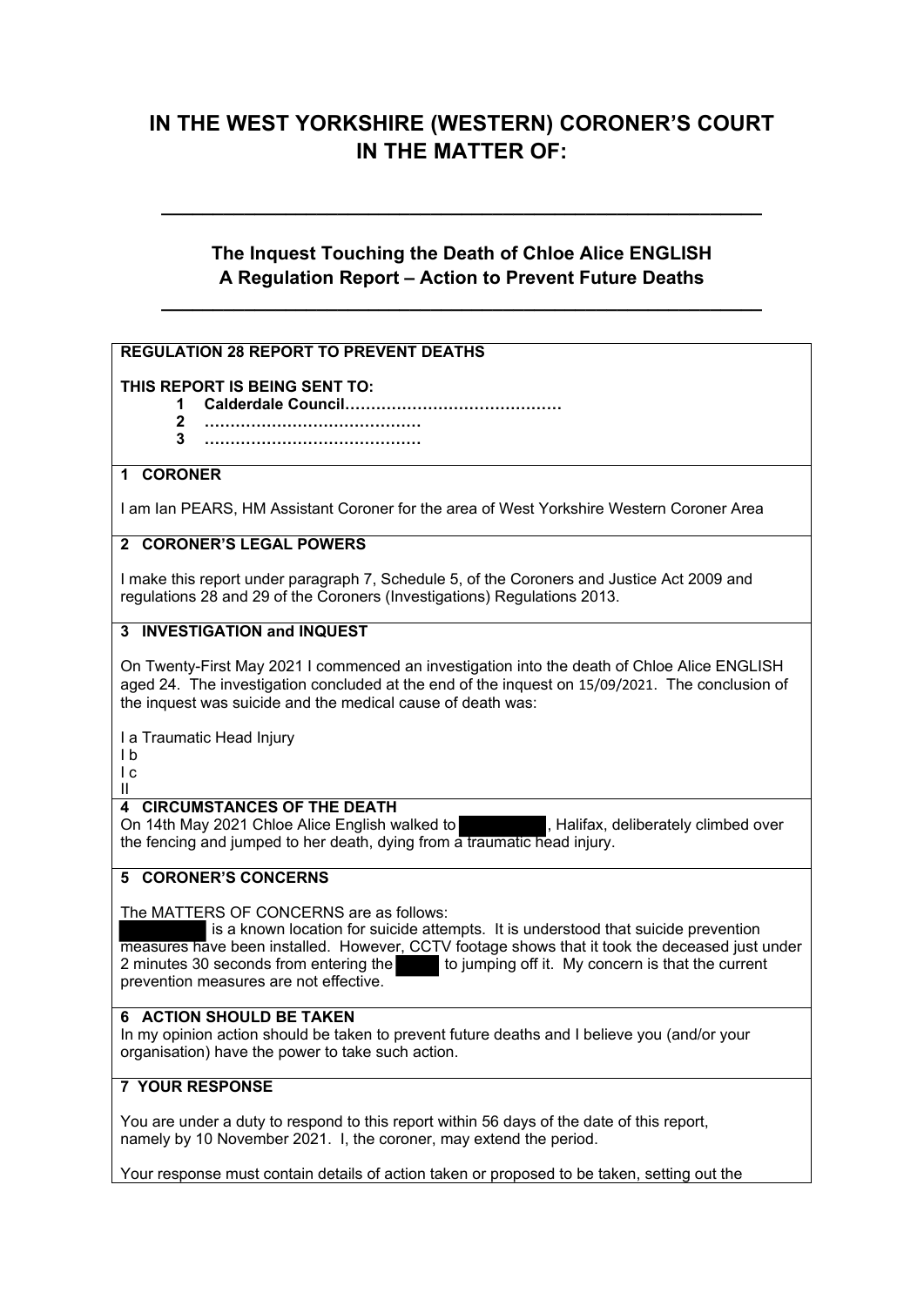# IN THE WEST YORKSHIRE (WESTERN) CORONER'S COURT
# IN THE MATTER OF:

---

## The Inquest Touching the Death of Chloe Alice ENGLISH
## A Regulation Report – Action to Prevent Future Deaths

---

**REGULATION 28 REPORT TO PREVENT DEATHS**

**THIS REPORT IS BEING SENT TO:**

1. **Calderdale Council……………………………………**
2. **……………………………………**
3. **……………………………………**

**1 CORONER**

I am Ian PEARS, HM Assistant Coroner for the area of West Yorkshire Western Coroner Area

**2 CORONER'S LEGAL POWERS**

I make this report under paragraph 7, Schedule 5, of the Coroners and Justice Act 2009 and regulations 28 and 29 of the Coroners (Investigations) Regulations 2013.

**3 INVESTIGATION and INQUEST**

On Twenty-First May 2021 I commenced an investigation into the death of Chloe Alice ENGLISH aged 24. The investigation concluded at the end of the inquest on 15/09/2021. The conclusion of the inquest was suicide and the medical cause of death was:

I a Traumatic Head Injury
I b
I c
II

**4 CIRCUMSTANCES OF THE DEATH**

On 14th May 2021 Chloe Alice English walked to [REDACTED], Halifax, deliberately climbed over the fencing and jumped to her death, dying from a traumatic head injury.

**5 CORONER'S CONCERNS**

The MATTERS OF CONCERNS are as follows:
[REDACTED] is a known location for suicide attempts. It is understood that suicide prevention measures have been installed. However, CCTV footage shows that it took the deceased just under 2 minutes 30 seconds from entering the [REDACTED] to jumping off it. My concern is that the current prevention measures are not effective.

**6 ACTION SHOULD BE TAKEN**

In my opinion action should be taken to prevent future deaths and I believe you (and/or your organisation) have the power to take such action.

**7 YOUR RESPONSE**

You are under a duty to respond to this report within 56 days of the date of this report, namely by 10 November 2021. I, the coroner, may extend the period.

Your response must contain details of action taken or proposed to be taken, setting out the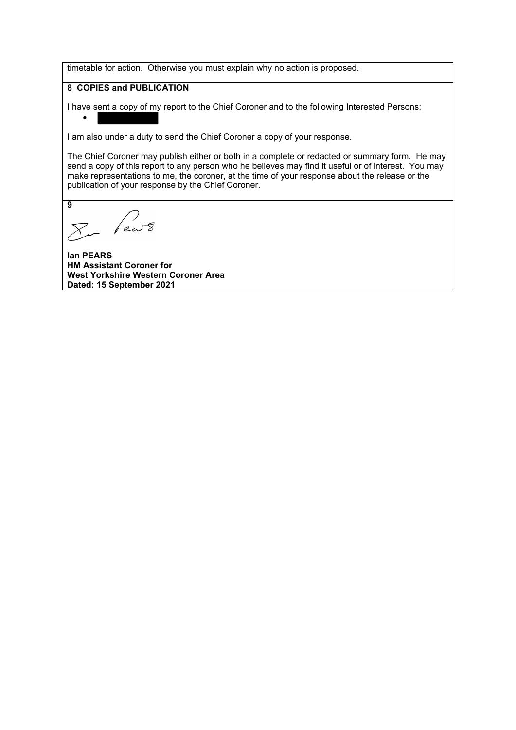timetable for action. Otherwise you must explain why no action is proposed.

**8 COPIES and PUBLICATION**

I have sent a copy of my report to the Chief Coroner and to the following Interested Persons:

- [REDACTED]

I am also under a duty to send the Chief Coroner a copy of your response.

The Chief Coroner may publish either or both in a complete or redacted or summary form. He may send a copy of this report to any person who he believes may find it useful or of interest. You may make representations to me, the coroner, at the time of your response about the release or the publication of your response by the Chief Coroner.

**9**

**Ian PEARS**
**HM Assistant Coroner for**
**West Yorkshire Western Coroner Area**
**Dated: 15 September 2021**